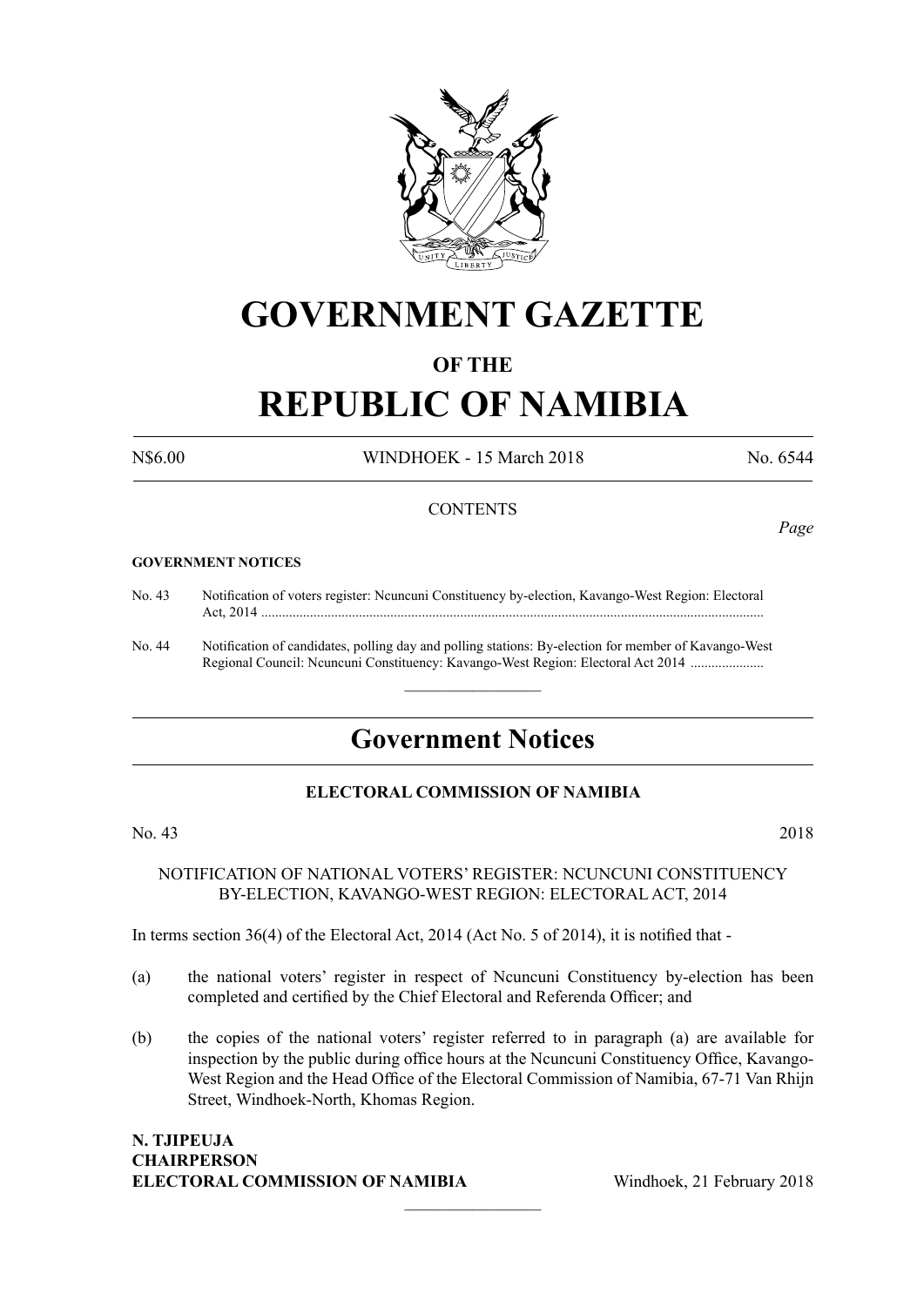# GOVERNMENT GAZETTE

## OF THE

# REPUBLIC OF NAMIBIA

N$6.00 WINDHOEK - 15 March 2018 No. 6544

CONTENTS

*Page*

**GOVERNMENT NOTICES**

No. 43 Notification of voters register: Ncuncuni Constituency by-election, Kavango-West Region: Electoral Act, 2014 ...............................................................................................................................................

No. 44 Notification of candidates, polling day and polling stations: By-election for member of Kavango-West Regional Council: Ncuncuni Constituency: Kavango-West Region: Electoral Act 2014 .....................

## Government Notices

### ELECTORAL COMMISSION OF NAMIBIA

No. 43 2018

NOTIFICATION OF NATIONAL VOTERS' REGISTER: NCUNCUNI CONSTITUENCY BY-ELECTION, KAVANGO-WEST REGION: ELECTORAL ACT, 2014

In terms section 36(4) of the Electoral Act, 2014 (Act No. 5 of 2014), it is notified that -

(a) the national voters' register in respect of Ncuncuni Constituency by-election has been completed and certified by the Chief Electoral and Referenda Officer; and

(b) the copies of the national voters' register referred to in paragraph (a) are available for inspection by the public during office hours at the Ncuncuni Constituency Office, Kavango-West Region and the Head Office of the Electoral Commission of Namibia, 67-71 Van Rhijn Street, Windhoek-North, Khomas Region.

**N. TJIPEUJA**
**CHAIRPERSON**
**ELECTORAL COMMISSION OF NAMIBIA** Windhoek, 21 February 2018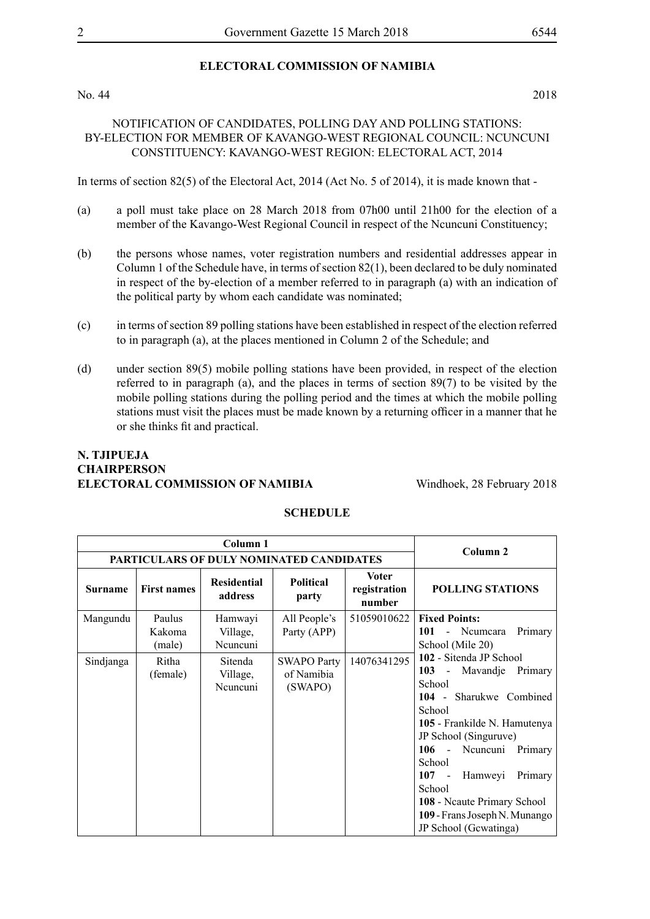**ELECTORAL COMMISSION OF NAMIBIA**

No. 44 2018

NOTIFICATION OF CANDIDATES, POLLING DAY AND POLLING STATIONS: BY-ELECTION FOR MEMBER OF KAVANGO-WEST REGIONAL COUNCIL: NCUNCUNI CONSTITUENCY: KAVANGO-WEST REGION: ELECTORAL ACT, 2014

In terms of section 82(5) of the Electoral Act, 2014 (Act No. 5 of 2014), it is made known that -

(a) a poll must take place on 28 March 2018 from 07h00 until 21h00 for the election of a member of the Kavango-West Regional Council in respect of the Ncuncuni Constituency;

(b) the persons whose names, voter registration numbers and residential addresses appear in Column 1 of the Schedule have, in terms of section 82(1), been declared to be duly nominated in respect of the by-election of a member referred to in paragraph (a) with an indication of the political party by whom each candidate was nominated;

(c) in terms of section 89 polling stations have been established in respect of the election referred to in paragraph (a), at the places mentioned in Column 2 of the Schedule; and

(d) under section 89(5) mobile polling stations have been provided, in respect of the election referred to in paragraph (a), and the places in terms of section 89(7) to be visited by the mobile polling stations during the polling period and the times at which the mobile polling stations must visit the places must be made known by a returning officer in a manner that he or she thinks fit and practical.

**N. TJIPUEJA**
**CHAIRPERSON**
**ELECTORAL COMMISSION OF NAMIBIA** Windhoek, 28 February 2018

**SCHEDULE**

| Column 1 | | | | | Column 2 |
|---|---|---|---|---|---|
| PARTICULARS OF DULY NOMINATED CANDIDATES | | | | | |
| **Surname** | **First names** | **Residential address** | **Political party** | **Voter registration number** | **POLLING STATIONS** |
| Mangundu | Paulus Kakoma (male) | Hamwayi Village, Ncuncuni | All People's Party (APP) | 51059010622 | **Fixed Points:**<br>**101** - Ncumcara Primary School (Mile 20) |
| Sindjanga | Ritha (female) | Sitenda Village, Ncuncuni | SWAPO Party of Namibia (SWAPO) | 14076341295 | **102** - Sitenda JP School<br>**103** - Mavandje Primary School<br>**104** - Sharukwe Combined School<br>**105** - Frankilde N. Hamutenya JP School (Singuruve)<br>**106** - Ncuncuni Primary School<br>**107** - Hamweyi Primary School<br>**108** - Ncaute Primary School<br>**109** - Frans Joseph N. Munango JP School (Gcwatinga) |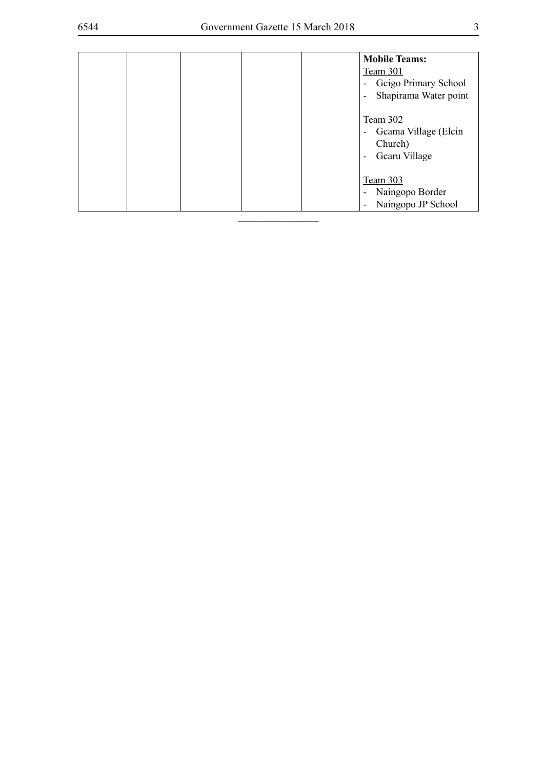| | | | | | |
|---|---|---|---|---|---|
| | | | | | **Mobile Teams:**<br>Team 301<br>- Gcigo Primary School<br>- Shapirama Water point<br><br>Team 302<br>- Gcama Village (Elcin Church)<br>- Gcaru Village<br><br>Team 303<br>- Naingopo Border<br>- Naingopo JP School |